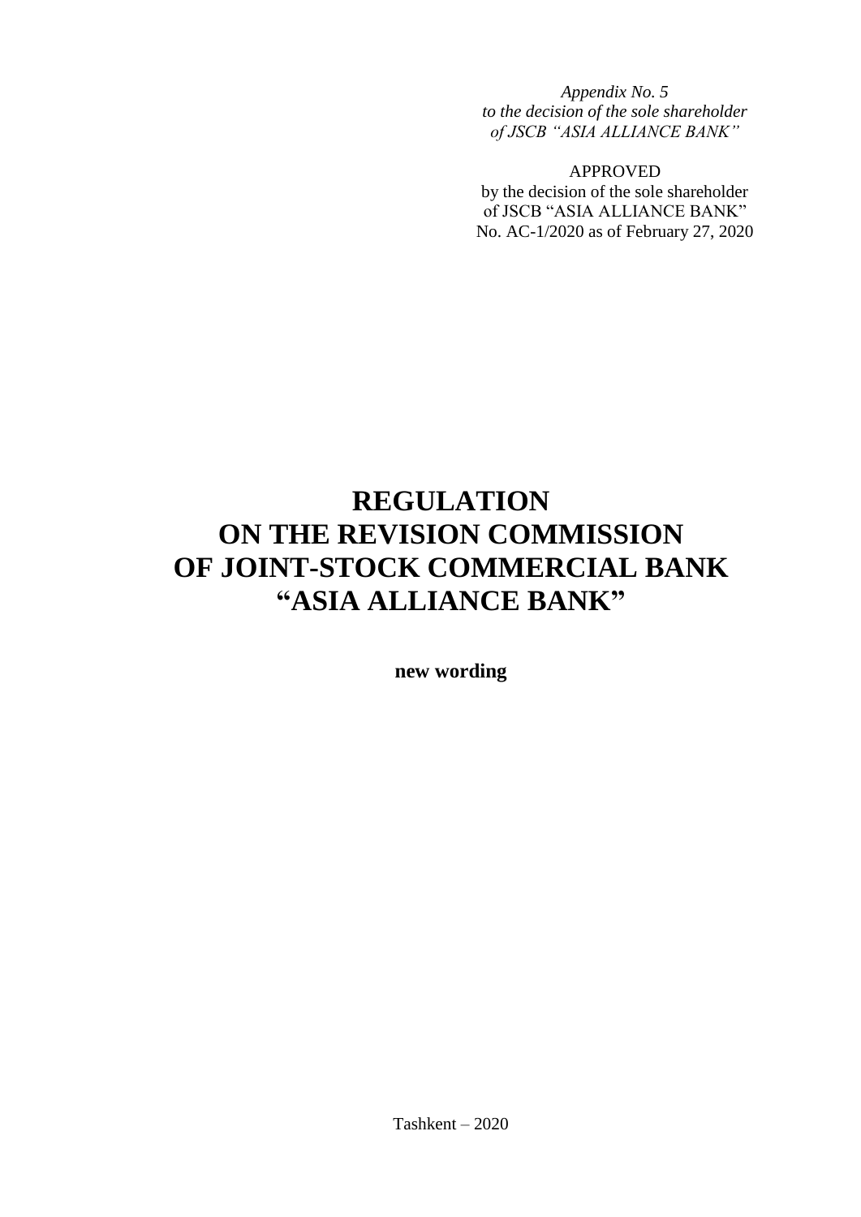*Appendix No. 5*
*to the decision of the sole shareholder*
*of JSCB "ASIA ALLIANCE BANK"*

APPROVED
by the decision of the sole shareholder
of JSCB "ASIA ALLIANCE BANK"
No. AC-1/2020 as of February 27, 2020

# REGULATION ON THE REVISION COMMISSION OF JOINT-STOCK COMMERCIAL BANK "ASIA ALLIANCE BANK"

**new wording**

Tashkent – 2020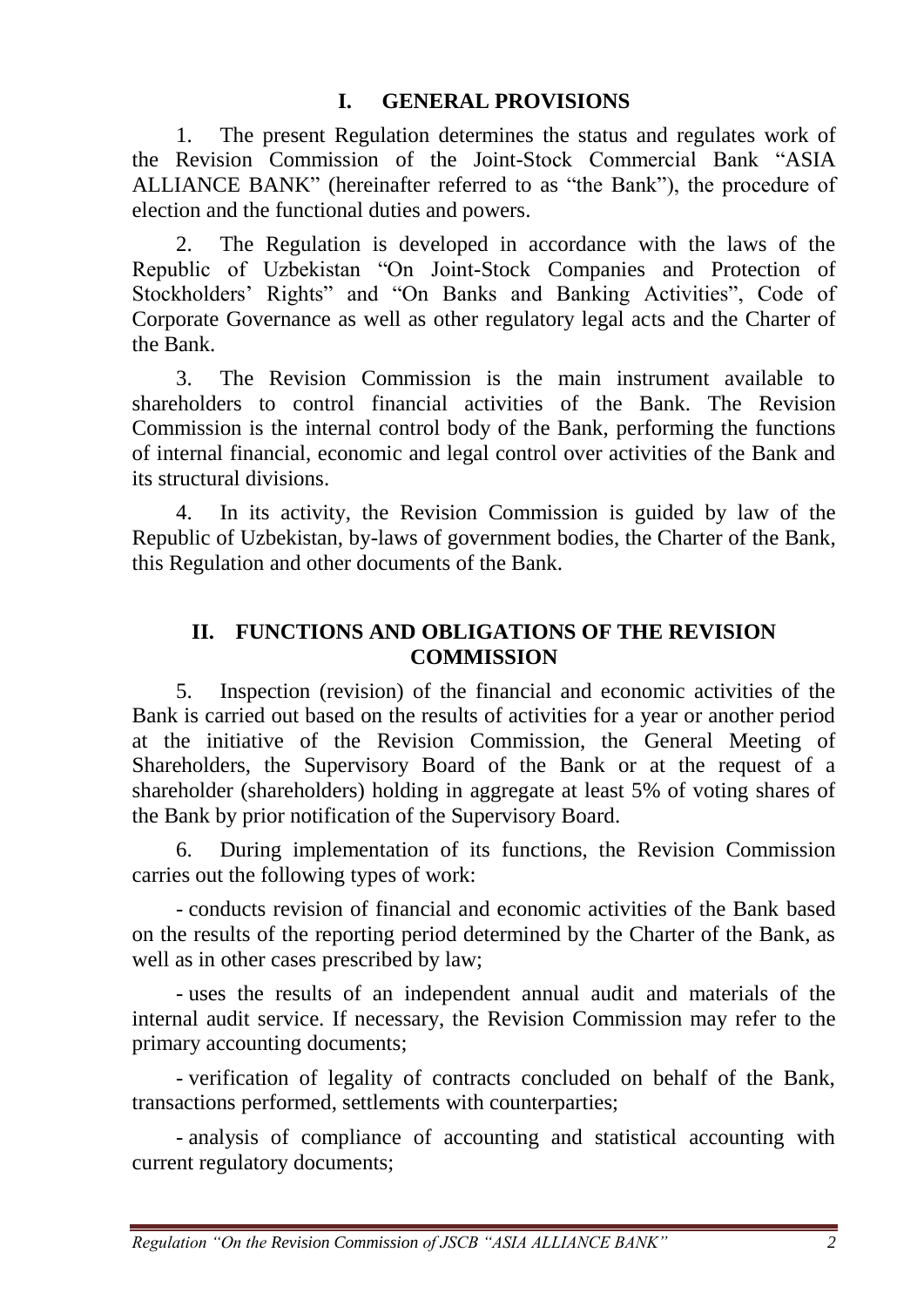## I. GENERAL PROVISIONS

1. The present Regulation determines the status and regulates work of the Revision Commission of the Joint-Stock Commercial Bank "ASIA ALLIANCE BANK" (hereinafter referred to as "the Bank"), the procedure of election and the functional duties and powers.

2. The Regulation is developed in accordance with the laws of the Republic of Uzbekistan "On Joint-Stock Companies and Protection of Stockholders' Rights" and "On Banks and Banking Activities", Code of Corporate Governance as well as other regulatory legal acts and the Charter of the Bank.

3. The Revision Commission is the main instrument available to shareholders to control financial activities of the Bank. The Revision Commission is the internal control body of the Bank, performing the functions of internal financial, economic and legal control over activities of the Bank and its structural divisions.

4. In its activity, the Revision Commission is guided by law of the Republic of Uzbekistan, by-laws of government bodies, the Charter of the Bank, this Regulation and other documents of the Bank.

## II. FUNCTIONS AND OBLIGATIONS OF THE REVISION COMMISSION

5. Inspection (revision) of the financial and economic activities of the Bank is carried out based on the results of activities for a year or another period at the initiative of the Revision Commission, the General Meeting of Shareholders, the Supervisory Board of the Bank or at the request of a shareholder (shareholders) holding in aggregate at least 5% of voting shares of the Bank by prior notification of the Supervisory Board.

6. During implementation of its functions, the Revision Commission carries out the following types of work:

- conducts revision of financial and economic activities of the Bank based on the results of the reporting period determined by the Charter of the Bank, as well as in other cases prescribed by law;

- uses the results of an independent annual audit and materials of the internal audit service. If necessary, the Revision Commission may refer to the primary accounting documents;

- verification of legality of contracts concluded on behalf of the Bank, transactions performed, settlements with counterparties;

- analysis of compliance of accounting and statistical accounting with current regulatory documents;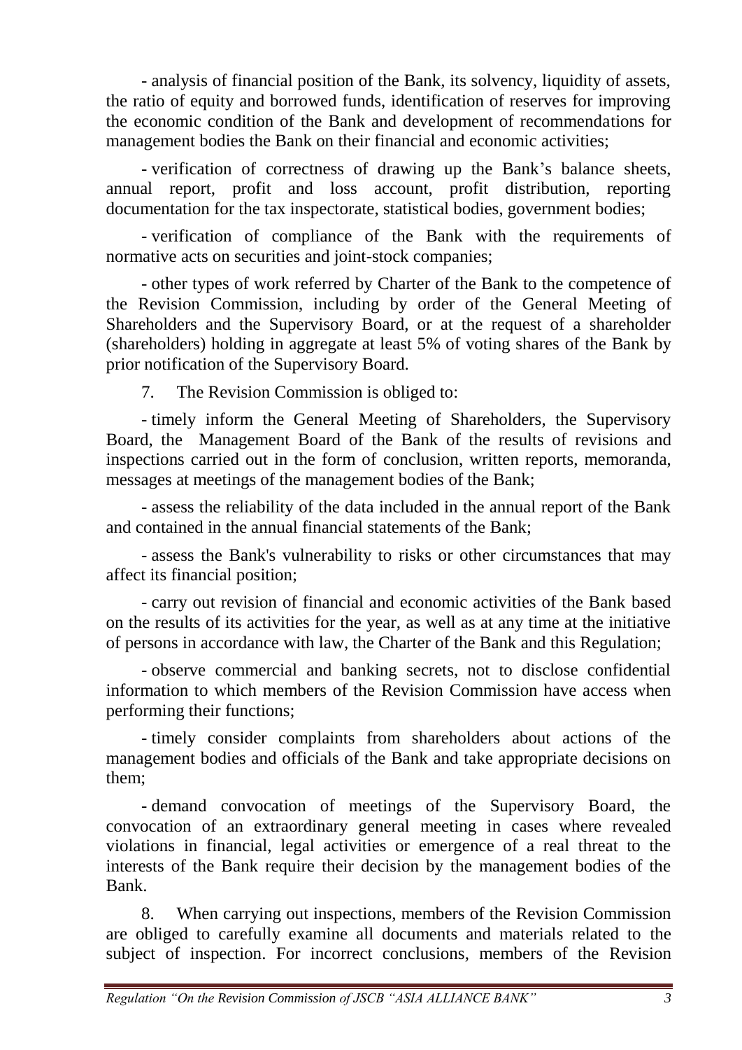- analysis of financial position of the Bank, its solvency, liquidity of assets, the ratio of equity and borrowed funds, identification of reserves for improving the economic condition of the Bank and development of recommendations for management bodies the Bank on their financial and economic activities;

- verification of correctness of drawing up the Bank's balance sheets, annual report, profit and loss account, profit distribution, reporting documentation for the tax inspectorate, statistical bodies, government bodies;

- verification of compliance of the Bank with the requirements of normative acts on securities and joint-stock companies;

- other types of work referred by Charter of the Bank to the competence of the Revision Commission, including by order of the General Meeting of Shareholders and the Supervisory Board, or at the request of a shareholder (shareholders) holding in aggregate at least 5% of voting shares of the Bank by prior notification of the Supervisory Board.

7. The Revision Commission is obliged to:

- timely inform the General Meeting of Shareholders, the Supervisory Board, the Management Board of the Bank of the results of revisions and inspections carried out in the form of conclusion, written reports, memoranda, messages at meetings of the management bodies of the Bank;

- assess the reliability of the data included in the annual report of the Bank and contained in the annual financial statements of the Bank;

- assess the Bank's vulnerability to risks or other circumstances that may affect its financial position;

- carry out revision of financial and economic activities of the Bank based on the results of its activities for the year, as well as at any time at the initiative of persons in accordance with law, the Charter of the Bank and this Regulation;

- observe commercial and banking secrets, not to disclose confidential information to which members of the Revision Commission have access when performing their functions;

- timely consider complaints from shareholders about actions of the management bodies and officials of the Bank and take appropriate decisions on them;

- demand convocation of meetings of the Supervisory Board, the convocation of an extraordinary general meeting in cases where revealed violations in financial, legal activities or emergence of a real threat to the interests of the Bank require their decision by the management bodies of the Bank.

8. When carrying out inspections, members of the Revision Commission are obliged to carefully examine all documents and materials related to the subject of inspection. For incorrect conclusions, members of the Revision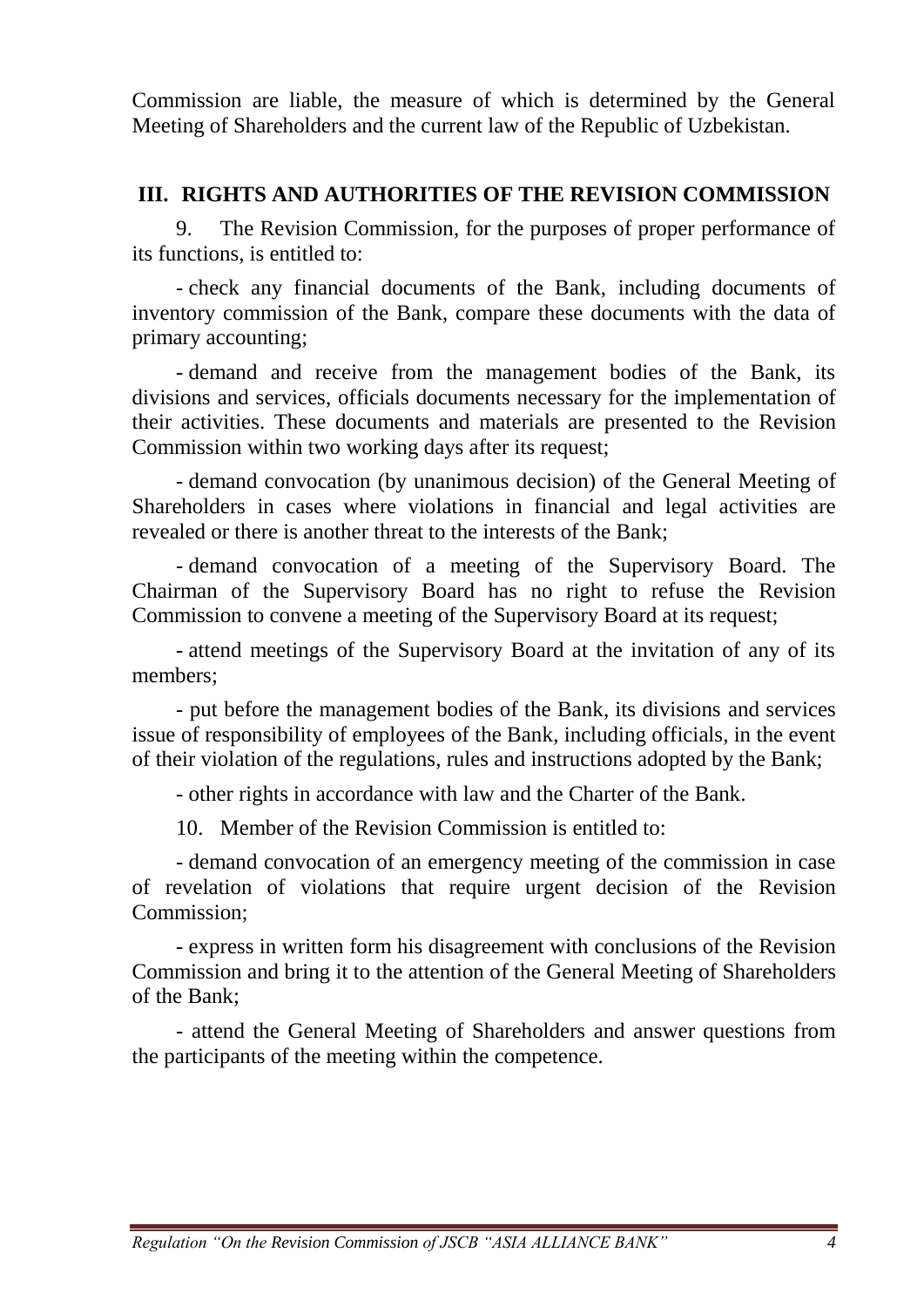Commission are liable, the measure of which is determined by the General Meeting of Shareholders and the current law of the Republic of Uzbekistan.

## III. RIGHTS AND AUTHORITIES OF THE REVISION COMMISSION

9. The Revision Commission, for the purposes of proper performance of its functions, is entitled to:

- check any financial documents of the Bank, including documents of inventory commission of the Bank, compare these documents with the data of primary accounting;
- demand and receive from the management bodies of the Bank, its divisions and services, officials documents necessary for the implementation of their activities. These documents and materials are presented to the Revision Commission within two working days after its request;
- demand convocation (by unanimous decision) of the General Meeting of Shareholders in cases where violations in financial and legal activities are revealed or there is another threat to the interests of the Bank;
- demand convocation of a meeting of the Supervisory Board. The Chairman of the Supervisory Board has no right to refuse the Revision Commission to convene a meeting of the Supervisory Board at its request;
- attend meetings of the Supervisory Board at the invitation of any of its members;
- put before the management bodies of the Bank, its divisions and services issue of responsibility of employees of the Bank, including officials, in the event of their violation of the regulations, rules and instructions adopted by the Bank;
- other rights in accordance with law and the Charter of the Bank.

10. Member of the Revision Commission is entitled to:

- demand convocation of an emergency meeting of the commission in case of revelation of violations that require urgent decision of the Revision Commission;
- express in written form his disagreement with conclusions of the Revision Commission and bring it to the attention of the General Meeting of Shareholders of the Bank;
- attend the General Meeting of Shareholders and answer questions from the participants of the meeting within the competence.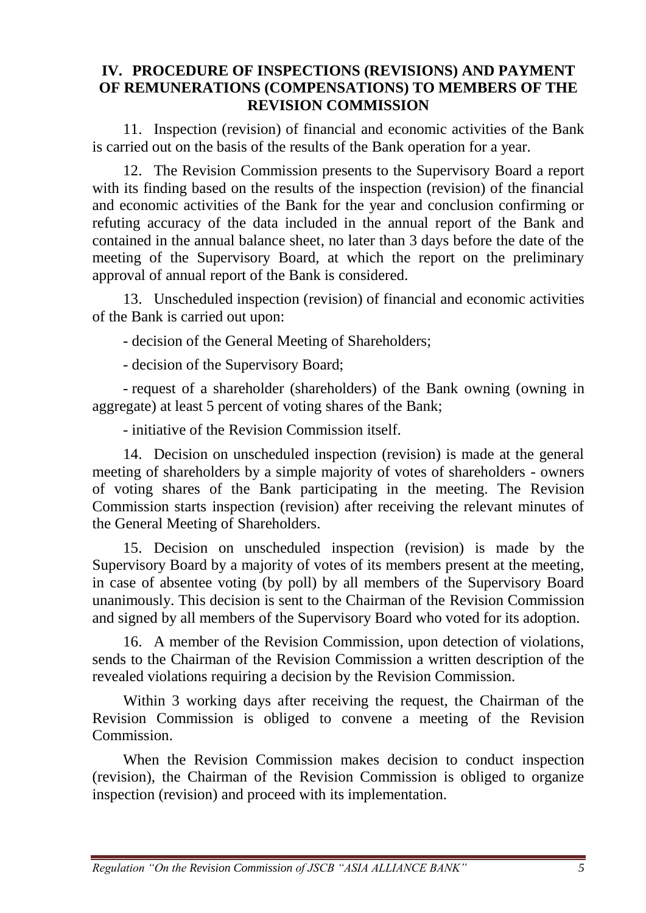## IV. PROCEDURE OF INSPECTIONS (REVISIONS) AND PAYMENT OF REMUNERATIONS (COMPENSATIONS) TO MEMBERS OF THE REVISION COMMISSION

11. Inspection (revision) of financial and economic activities of the Bank is carried out on the basis of the results of the Bank operation for a year.

12. The Revision Commission presents to the Supervisory Board a report with its finding based on the results of the inspection (revision) of the financial and economic activities of the Bank for the year and conclusion confirming or refuting accuracy of the data included in the annual report of the Bank and contained in the annual balance sheet, no later than 3 days before the date of the meeting of the Supervisory Board, at which the report on the preliminary approval of annual report of the Bank is considered.

13. Unscheduled inspection (revision) of financial and economic activities of the Bank is carried out upon:

- decision of the General Meeting of Shareholders;
- decision of the Supervisory Board;
- request of a shareholder (shareholders) of the Bank owning (owning in aggregate) at least 5 percent of voting shares of the Bank;
- initiative of the Revision Commission itself.

14. Decision on unscheduled inspection (revision) is made at the general meeting of shareholders by a simple majority of votes of shareholders - owners of voting shares of the Bank participating in the meeting. The Revision Commission starts inspection (revision) after receiving the relevant minutes of the General Meeting of Shareholders.

15. Decision on unscheduled inspection (revision) is made by the Supervisory Board by a majority of votes of its members present at the meeting, in case of absentee voting (by poll) by all members of the Supervisory Board unanimously. This decision is sent to the Chairman of the Revision Commission and signed by all members of the Supervisory Board who voted for its adoption.

16. A member of the Revision Commission, upon detection of violations, sends to the Chairman of the Revision Commission a written description of the revealed violations requiring a decision by the Revision Commission.

Within 3 working days after receiving the request, the Chairman of the Revision Commission is obliged to convene a meeting of the Revision Commission.

When the Revision Commission makes decision to conduct inspection (revision), the Chairman of the Revision Commission is obliged to organize inspection (revision) and proceed with its implementation.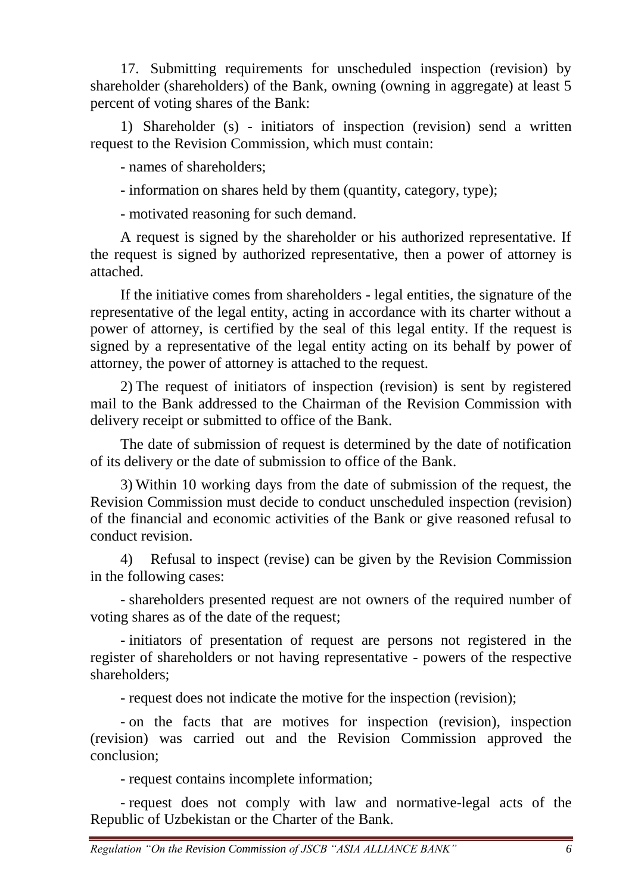17. Submitting requirements for unscheduled inspection (revision) by shareholder (shareholders) of the Bank, owning (owning in aggregate) at least 5 percent of voting shares of the Bank:

1) Shareholder (s) - initiators of inspection (revision) send a written request to the Revision Commission, which must contain:

- names of shareholders;
- information on shares held by them (quantity, category, type);
- motivated reasoning for such demand.

A request is signed by the shareholder or his authorized representative. If the request is signed by authorized representative, then a power of attorney is attached.

If the initiative comes from shareholders - legal entities, the signature of the representative of the legal entity, acting in accordance with its charter without a power of attorney, is certified by the seal of this legal entity. If the request is signed by a representative of the legal entity acting on its behalf by power of attorney, the power of attorney is attached to the request.

2) The request of initiators of inspection (revision) is sent by registered mail to the Bank addressed to the Chairman of the Revision Commission with delivery receipt or submitted to office of the Bank.

The date of submission of request is determined by the date of notification of its delivery or the date of submission to office of the Bank.

3) Within 10 working days from the date of submission of the request, the Revision Commission must decide to conduct unscheduled inspection (revision) of the financial and economic activities of the Bank or give reasoned refusal to conduct revision.

4) Refusal to inspect (revise) can be given by the Revision Commission in the following cases:

- shareholders presented request are not owners of the required number of voting shares as of the date of the request;
- initiators of presentation of request are persons not registered in the register of shareholders or not having representative - powers of the respective shareholders;
- request does not indicate the motive for the inspection (revision);
- on the facts that are motives for inspection (revision), inspection (revision) was carried out and the Revision Commission approved the conclusion;
- request contains incomplete information;
- request does not comply with law and normative-legal acts of the Republic of Uzbekistan or the Charter of the Bank.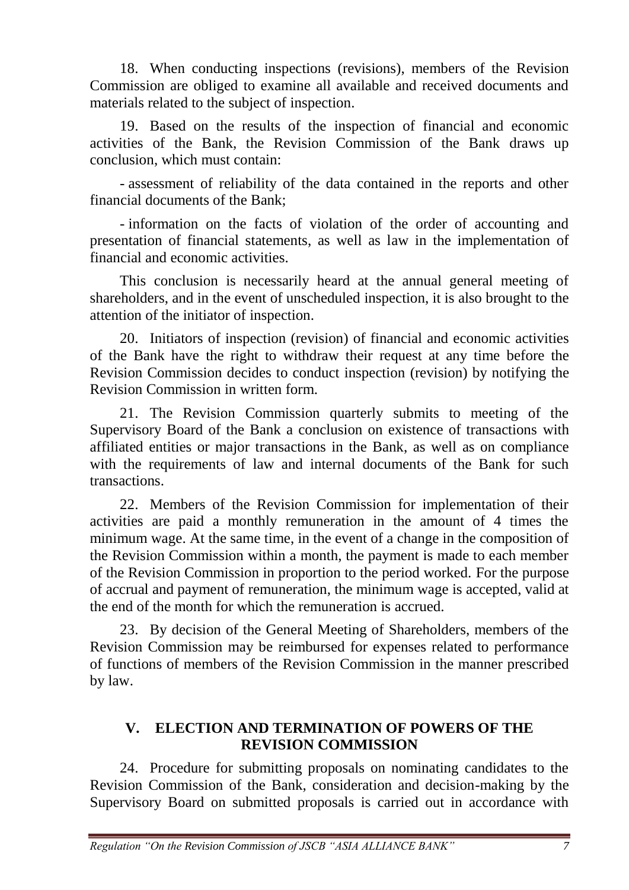18. When conducting inspections (revisions), members of the Revision Commission are obliged to examine all available and received documents and materials related to the subject of inspection.

19. Based on the results of the inspection of financial and economic activities of the Bank, the Revision Commission of the Bank draws up conclusion, which must contain:

- assessment of reliability of the data contained in the reports and other financial documents of the Bank;

- information on the facts of violation of the order of accounting and presentation of financial statements, as well as law in the implementation of financial and economic activities.

This conclusion is necessarily heard at the annual general meeting of shareholders, and in the event of unscheduled inspection, it is also brought to the attention of the initiator of inspection.

20. Initiators of inspection (revision) of financial and economic activities of the Bank have the right to withdraw their request at any time before the Revision Commission decides to conduct inspection (revision) by notifying the Revision Commission in written form.

21. The Revision Commission quarterly submits to meeting of the Supervisory Board of the Bank a conclusion on existence of transactions with affiliated entities or major transactions in the Bank, as well as on compliance with the requirements of law and internal documents of the Bank for such transactions.

22. Members of the Revision Commission for implementation of their activities are paid a monthly remuneration in the amount of 4 times the minimum wage. At the same time, in the event of a change in the composition of the Revision Commission within a month, the payment is made to each member of the Revision Commission in proportion to the period worked. For the purpose of accrual and payment of remuneration, the minimum wage is accepted, valid at the end of the month for which the remuneration is accrued.

23. By decision of the General Meeting of Shareholders, members of the Revision Commission may be reimbursed for expenses related to performance of functions of members of the Revision Commission in the manner prescribed by law.

## V. ELECTION AND TERMINATION OF POWERS OF THE REVISION COMMISSION

24. Procedure for submitting proposals on nominating candidates to the Revision Commission of the Bank, consideration and decision-making by the Supervisory Board on submitted proposals is carried out in accordance with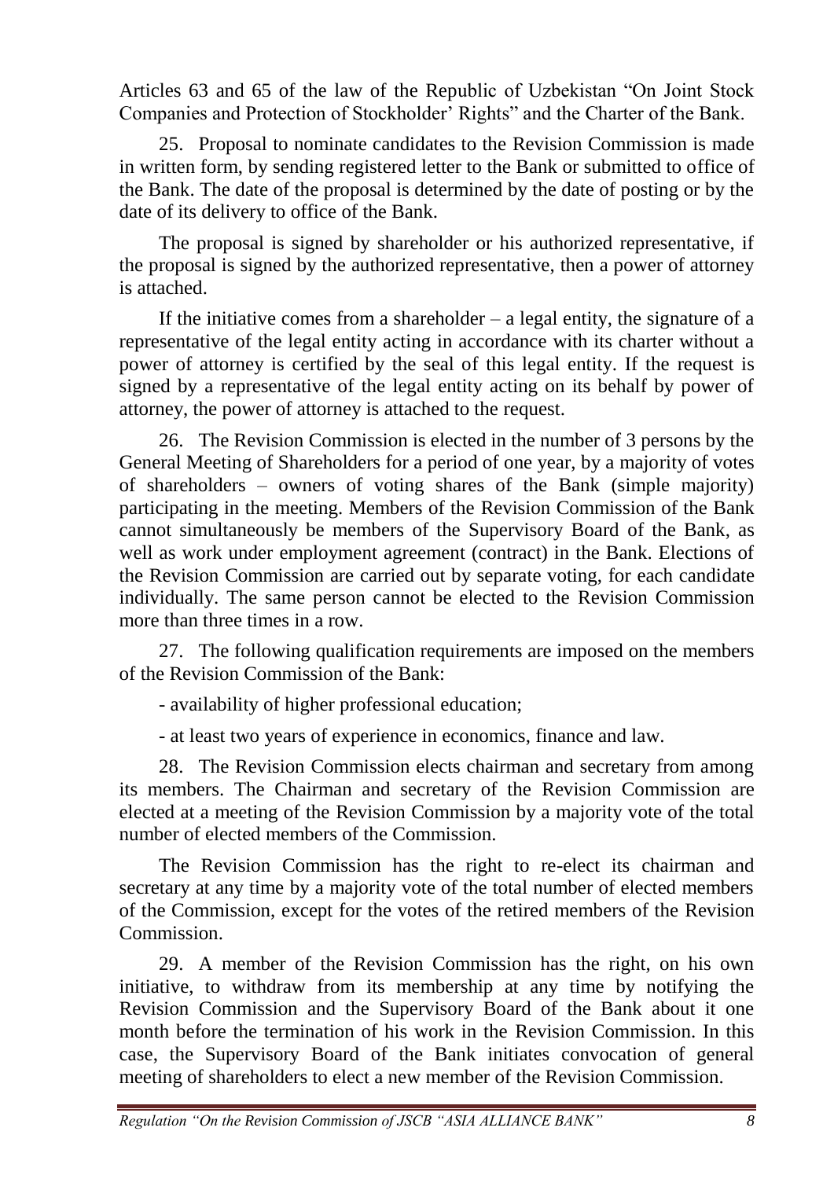Articles 63 and 65 of the law of the Republic of Uzbekistan "On Joint Stock Companies and Protection of Stockholder' Rights" and the Charter of the Bank.

25. Proposal to nominate candidates to the Revision Commission is made in written form, by sending registered letter to the Bank or submitted to office of the Bank. The date of the proposal is determined by the date of posting or by the date of its delivery to office of the Bank.

The proposal is signed by shareholder or his authorized representative, if the proposal is signed by the authorized representative, then a power of attorney is attached.

If the initiative comes from a shareholder – a legal entity, the signature of a representative of the legal entity acting in accordance with its charter without a power of attorney is certified by the seal of this legal entity. If the request is signed by a representative of the legal entity acting on its behalf by power of attorney, the power of attorney is attached to the request.

26. The Revision Commission is elected in the number of 3 persons by the General Meeting of Shareholders for a period of one year, by a majority of votes of shareholders – owners of voting shares of the Bank (simple majority) participating in the meeting. Members of the Revision Commission of the Bank cannot simultaneously be members of the Supervisory Board of the Bank, as well as work under employment agreement (contract) in the Bank. Elections of the Revision Commission are carried out by separate voting, for each candidate individually. The same person cannot be elected to the Revision Commission more than three times in a row.

27. The following qualification requirements are imposed on the members of the Revision Commission of the Bank:

- availability of higher professional education;

- at least two years of experience in economics, finance and law.

28. The Revision Commission elects chairman and secretary from among its members. The Chairman and secretary of the Revision Commission are elected at a meeting of the Revision Commission by a majority vote of the total number of elected members of the Commission.

The Revision Commission has the right to re-elect its chairman and secretary at any time by a majority vote of the total number of elected members of the Commission, except for the votes of the retired members of the Revision Commission.

29. A member of the Revision Commission has the right, on his own initiative, to withdraw from its membership at any time by notifying the Revision Commission and the Supervisory Board of the Bank about it one month before the termination of his work in the Revision Commission. In this case, the Supervisory Board of the Bank initiates convocation of general meeting of shareholders to elect a new member of the Revision Commission.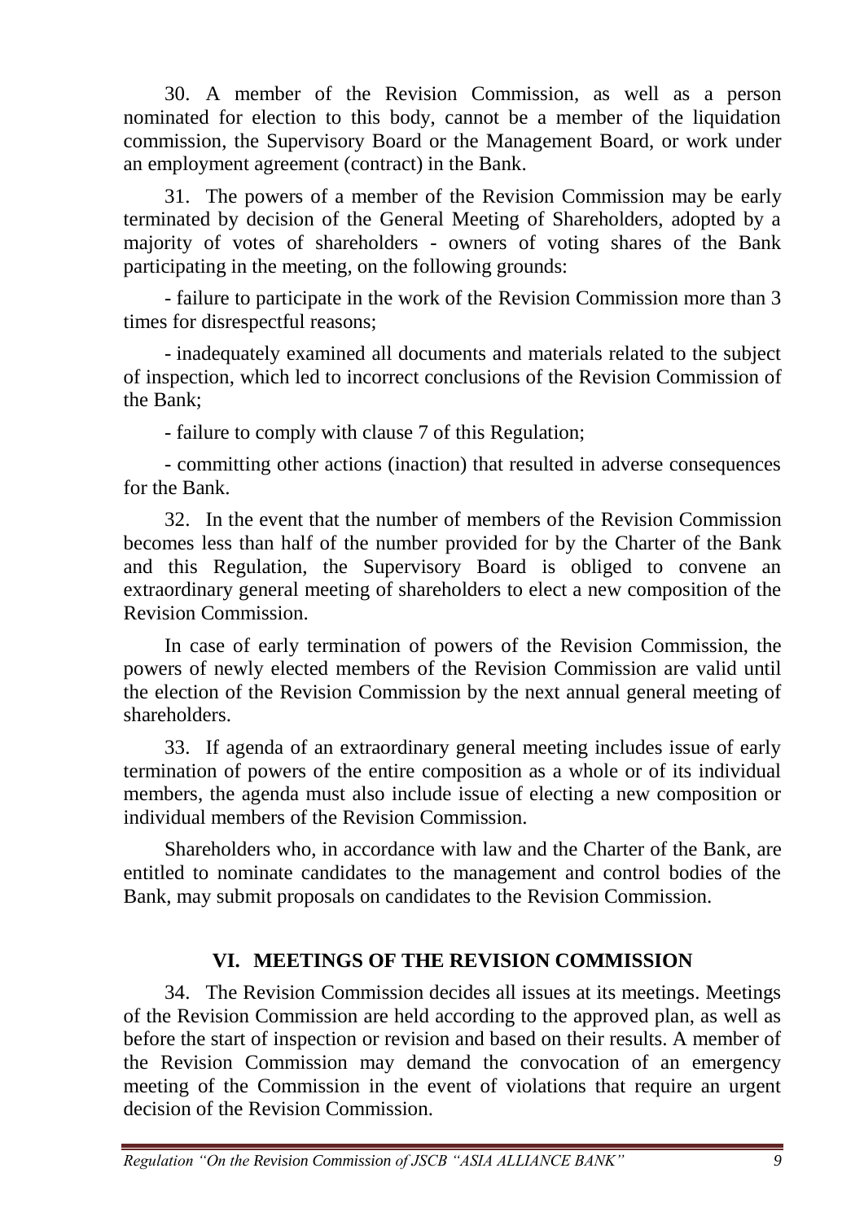30. A member of the Revision Commission, as well as a person nominated for election to this body, cannot be a member of the liquidation commission, the Supervisory Board or the Management Board, or work under an employment agreement (contract) in the Bank.

31. The powers of a member of the Revision Commission may be early terminated by decision of the General Meeting of Shareholders, adopted by a majority of votes of shareholders - owners of voting shares of the Bank participating in the meeting, on the following grounds:

- failure to participate in the work of the Revision Commission more than 3 times for disrespectful reasons;

- inadequately examined all documents and materials related to the subject of inspection, which led to incorrect conclusions of the Revision Commission of the Bank;

- failure to comply with clause 7 of this Regulation;

- committing other actions (inaction) that resulted in adverse consequences for the Bank.

32. In the event that the number of members of the Revision Commission becomes less than half of the number provided for by the Charter of the Bank and this Regulation, the Supervisory Board is obliged to convene an extraordinary general meeting of shareholders to elect a new composition of the Revision Commission.

In case of early termination of powers of the Revision Commission, the powers of newly elected members of the Revision Commission are valid until the election of the Revision Commission by the next annual general meeting of shareholders.

33. If agenda of an extraordinary general meeting includes issue of early termination of powers of the entire composition as a whole or of its individual members, the agenda must also include issue of electing a new composition or individual members of the Revision Commission.

Shareholders who, in accordance with law and the Charter of the Bank, are entitled to nominate candidates to the management and control bodies of the Bank, may submit proposals on candidates to the Revision Commission.

## VI. MEETINGS OF THE REVISION COMMISSION

34. The Revision Commission decides all issues at its meetings. Meetings of the Revision Commission are held according to the approved plan, as well as before the start of inspection or revision and based on their results. A member of the Revision Commission may demand the convocation of an emergency meeting of the Commission in the event of violations that require an urgent decision of the Revision Commission.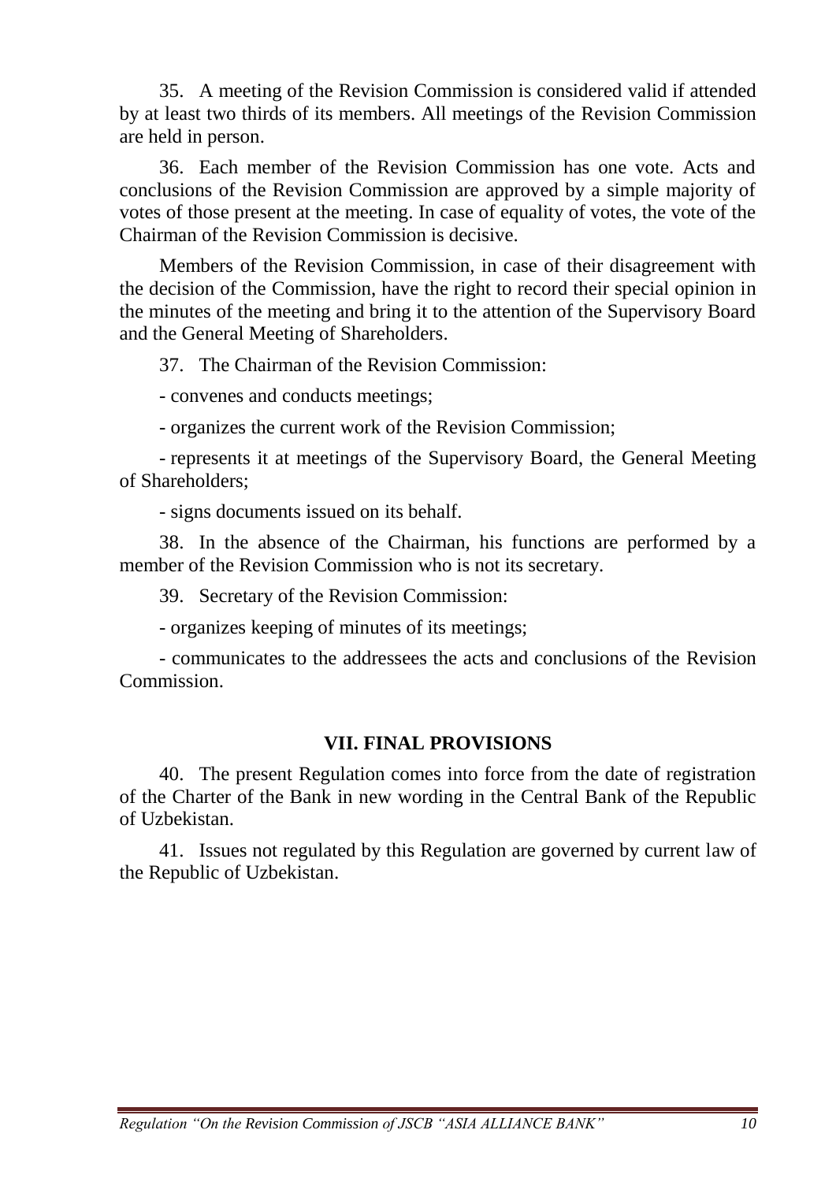35. A meeting of the Revision Commission is considered valid if attended by at least two thirds of its members. All meetings of the Revision Commission are held in person.

36. Each member of the Revision Commission has one vote. Acts and conclusions of the Revision Commission are approved by a simple majority of votes of those present at the meeting. In case of equality of votes, the vote of the Chairman of the Revision Commission is decisive.

Members of the Revision Commission, in case of their disagreement with the decision of the Commission, have the right to record their special opinion in the minutes of the meeting and bring it to the attention of the Supervisory Board and the General Meeting of Shareholders.

37. The Chairman of the Revision Commission:

- convenes and conducts meetings;
- organizes the current work of the Revision Commission;
- represents it at meetings of the Supervisory Board, the General Meeting of Shareholders;
- signs documents issued on its behalf.

38. In the absence of the Chairman, his functions are performed by a member of the Revision Commission who is not its secretary.

39. Secretary of the Revision Commission:

- organizes keeping of minutes of its meetings;
- communicates to the addressees the acts and conclusions of the Revision Commission.

## VII. FINAL PROVISIONS

40. The present Regulation comes into force from the date of registration of the Charter of the Bank in new wording in the Central Bank of the Republic of Uzbekistan.

41. Issues not regulated by this Regulation are governed by current law of the Republic of Uzbekistan.